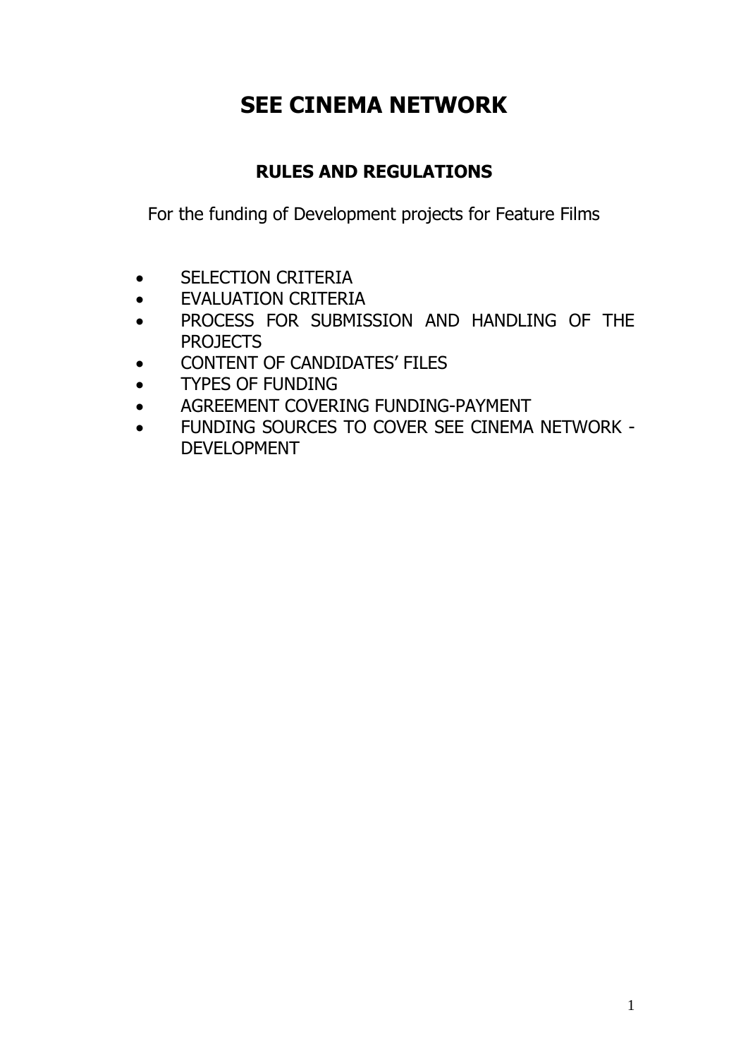# SEE CINEMA NETWORK

## RULES AND REGULATIONS

For the funding of Development projects for Feature Films

- SELECTION CRITERIA
- EVALUATION CRITERIA
- PROCESS FOR SUBMISSION AND HANDLING OF THE PROJECTS
- CONTENT OF CANDIDATES' FILES
- TYPES OF FUNDING
- AGREEMENT COVERING FUNDING-PAYMENT
- FUNDING SOURCES TO COVER SEE CINEMA NETWORK - DEVELOPMENT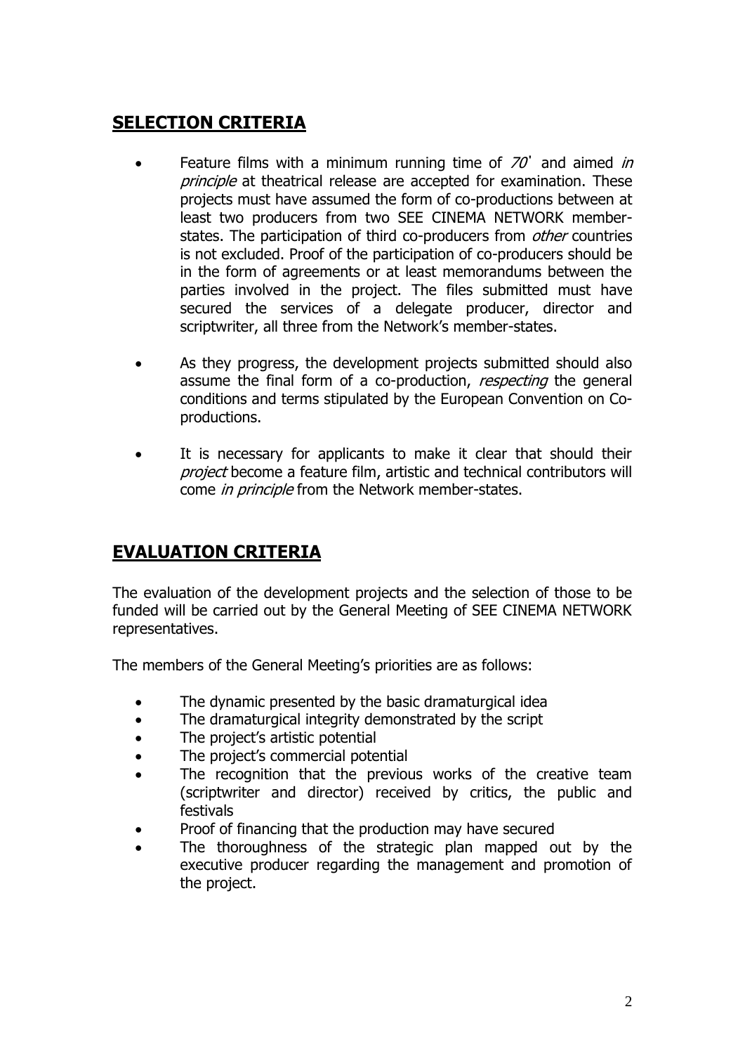## **SELECTION CRITERIA**

- Feature films with a minimum running time of *70'* and aimed *in principle* at theatrical release are accepted for examination. These projects must have assumed the form of co-productions between at least two producers from two SEE CINEMA NETWORK member-states. The participation of third co-producers from *other* countries is not excluded. Proof of the participation of co-producers should be in the form of agreements or at least memorandums between the parties involved in the project. The files submitted must have secured the services of a delegate producer, director and scriptwriter, all three from the Network's member-states.

- As they progress, the development projects submitted should also assume the final form of a co-production, *respecting* the general conditions and terms stipulated by the European Convention on Co-productions.

- It is necessary for applicants to make it clear that should their *project* become a feature film, artistic and technical contributors will come *in principle* from the Network member-states.

## **EVALUATION CRITERIA**

The evaluation of the development projects and the selection of those to be funded will be carried out by the General Meeting of SEE CINEMA NETWORK representatives.

The members of the General Meeting's priorities are as follows:

- The dynamic presented by the basic dramaturgical idea
- The dramaturgical integrity demonstrated by the script
- The project's artistic potential
- The project's commercial potential
- The recognition that the previous works of the creative team (scriptwriter and director) received by critics, the public and festivals
- Proof of financing that the production may have secured
- The thoroughness of the strategic plan mapped out by the executive producer regarding the management and promotion of the project.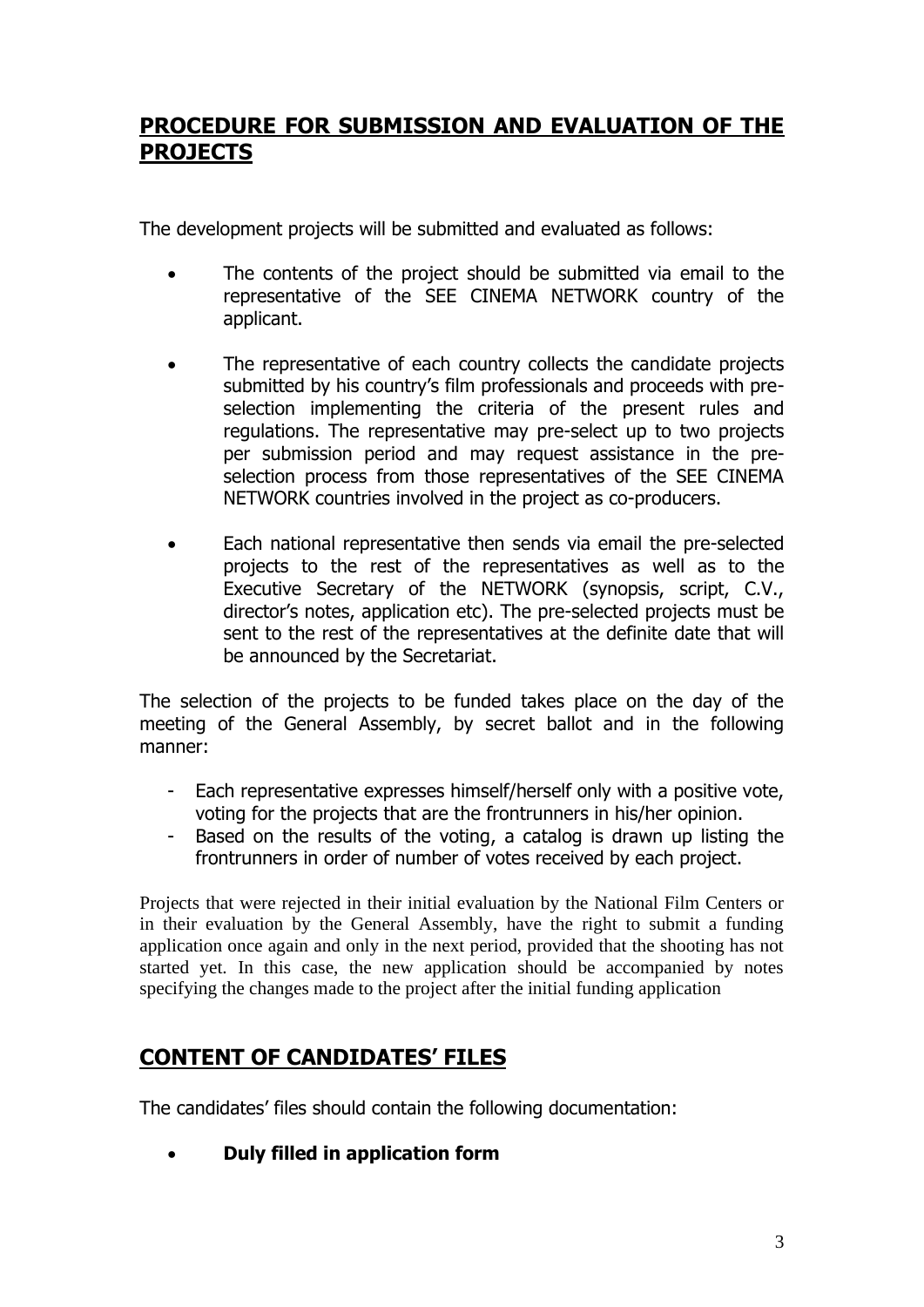## PROCEDURE FOR SUBMISSION AND EVALUATION OF THE PROJECTS

The development projects will be submitted and evaluated as follows:

- The contents of the project should be submitted via email to the representative of the SEE CINEMA NETWORK country of the applicant.
- The representative of each country collects the candidate projects submitted by his country's film professionals and proceeds with pre-selection implementing the criteria of the present rules and regulations. The representative may pre-select up to two projects per submission period and may request assistance in the pre-selection process from those representatives of the SEE CINEMA NETWORK countries involved in the project as co-producers.
- Each national representative then sends via email the pre-selected projects to the rest of the representatives as well as to the Executive Secretary of the NETWORK (synopsis, script, C.V., director's notes, application etc). The pre-selected projects must be sent to the rest of the representatives at the definite date that will be announced by the Secretariat.

The selection of the projects to be funded takes place on the day of the meeting of the General Assembly, by secret ballot and in the following manner:

- Each representative expresses himself/herself only with a positive vote, voting for the projects that are the frontrunners in his/her opinion.
- Based on the results of the voting, a catalog is drawn up listing the frontrunners in order of number of votes received by each project.

Projects that were rejected in their initial evaluation by the National Film Centers or in their evaluation by the General Assembly, have the right to submit a funding application once again and only in the next period, provided that the shooting has not started yet. In this case, the new application should be accompanied by notes specifying the changes made to the project after the initial funding application

## CONTENT OF CANDIDATES' FILES

The candidates' files should contain the following documentation:

- **Duly filled in application form**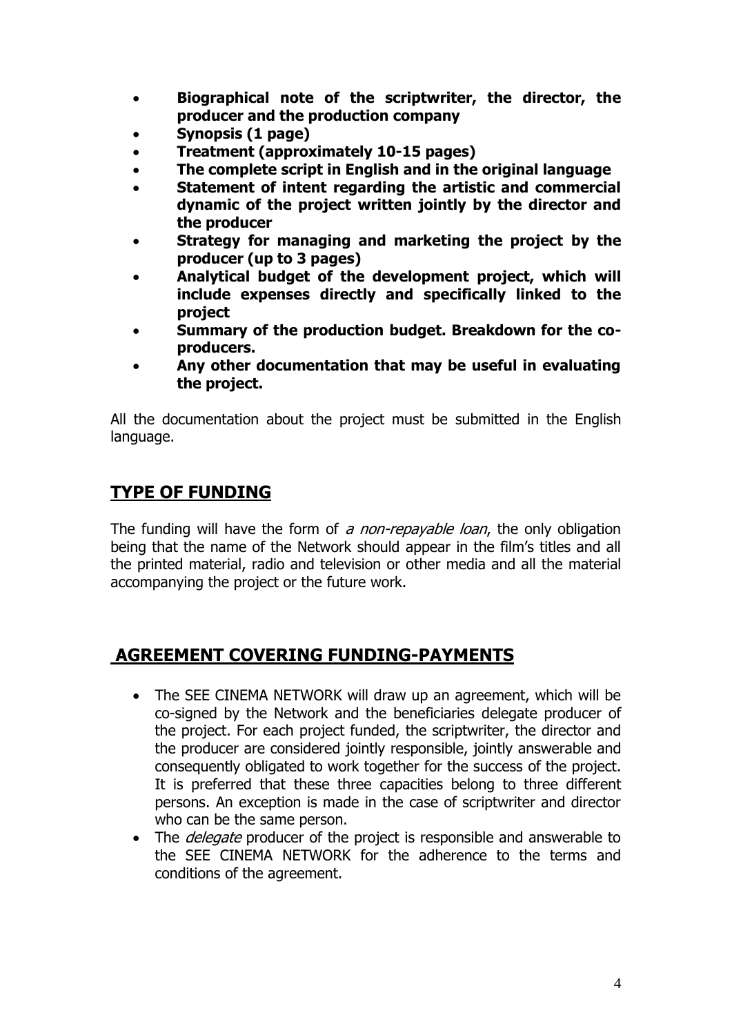- **Biographical note of the scriptwriter, the director, the producer and the production company**
- **Synopsis (1 page)**
- **Treatment (approximately 10-15 pages)**
- **The complete script in English and in the original language**
- **Statement of intent regarding the artistic and commercial dynamic of the project written jointly by the director and the producer**
- **Strategy for managing and marketing the project by the producer (up to 3 pages)**
- **Analytical budget of the development project, which will include expenses directly and specifically linked to the project**
- **Summary of the production budget. Breakdown for the co-producers.**
- **Any other documentation that may be useful in evaluating the project.**

All the documentation about the project must be submitted in the English language.

## TYPE OF FUNDING

The funding will have the form of *a non-repayable loan*, the only obligation being that the name of the Network should appear in the film's titles and all the printed material, radio and television or other media and all the material accompanying the project or the future work.

## AGREEMENT COVERING FUNDING-PAYMENTS

- The SEE CINEMA NETWORK will draw up an agreement, which will be co-signed by the Network and the beneficiaries delegate producer of the project. For each project funded, the scriptwriter, the director and the producer are considered jointly responsible, jointly answerable and consequently obligated to work together for the success of the project. It is preferred that these three capacities belong to three different persons. An exception is made in the case of scriptwriter and director who can be the same person.
- The *delegate* producer of the project is responsible and answerable to the SEE CINEMA NETWORK for the adherence to the terms and conditions of the agreement.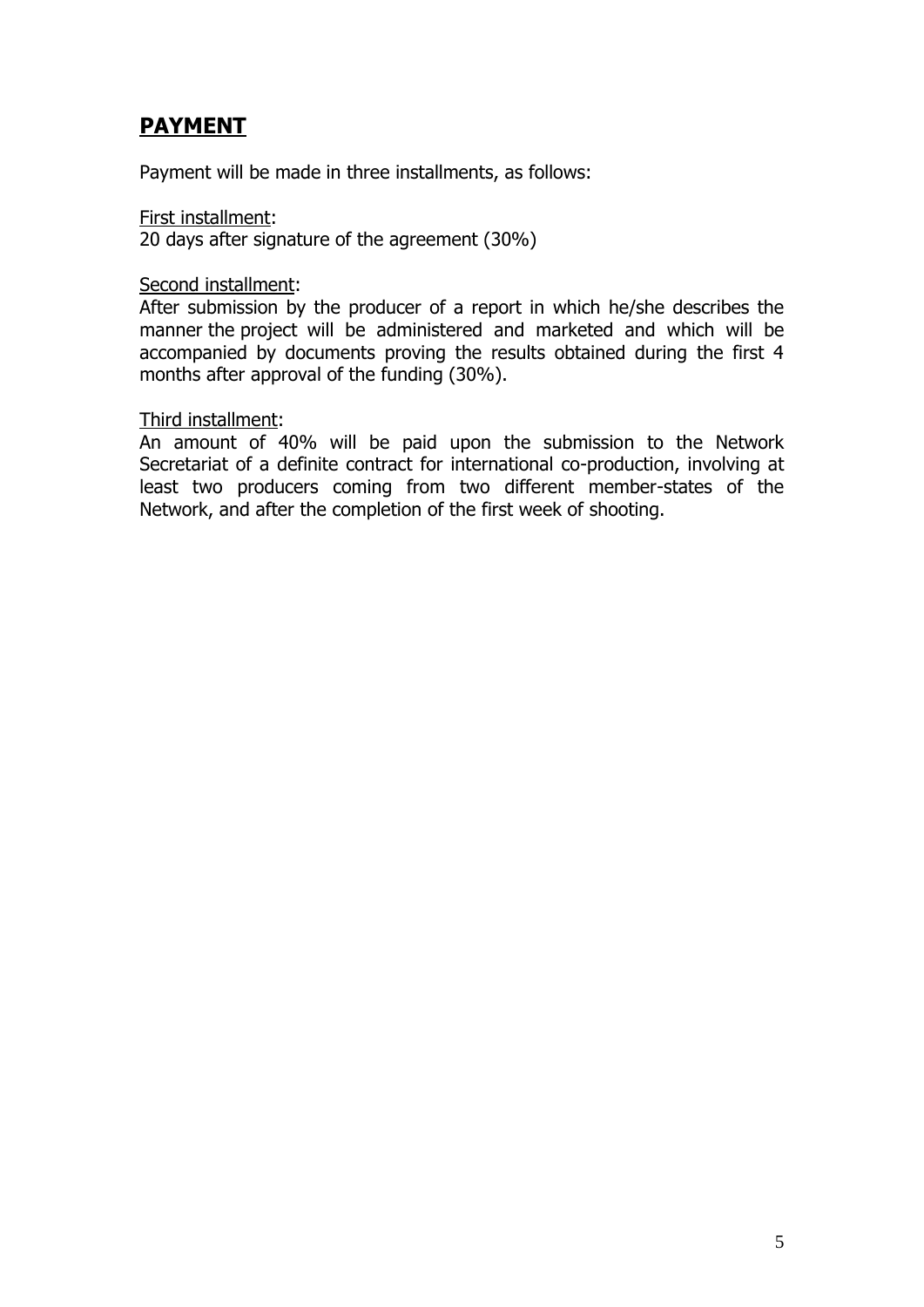## PAYMENT

Payment will be made in three installments, as follows:

First installment:
20 days after signature of the agreement (30%)

Second installment:
After submission by the producer of a report in which he/she describes the manner the project will be administered and marketed and which will be accompanied by documents proving the results obtained during the first 4 months after approval of the funding (30%).

Third installment:
An amount of 40% will be paid upon the submission to the Network Secretariat of a definite contract for international co-production, involving at least two producers coming from two different member-states of the Network, and after the completion of the first week of shooting.